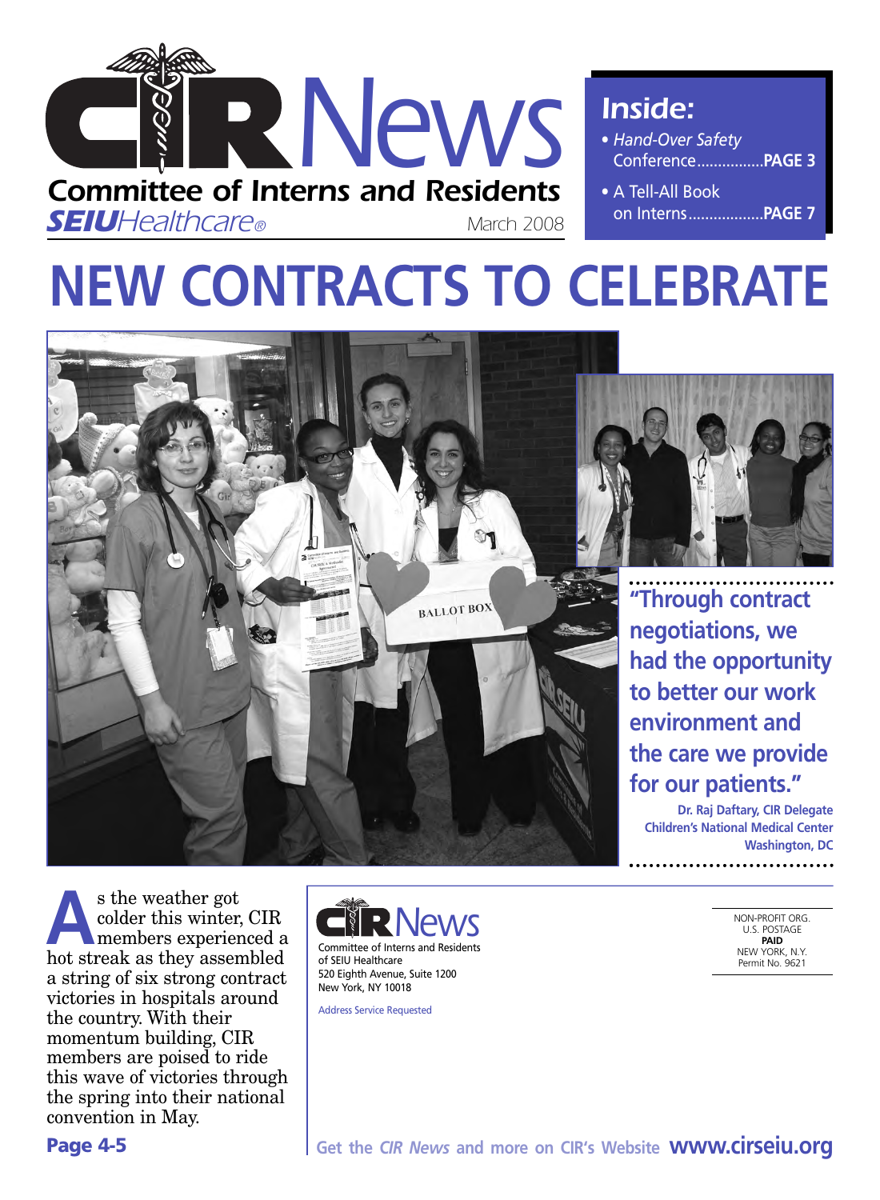# CIR News

**Committee of Interns and Residents**

***SEIU** Healthcare®*

March 2008

## Inside:

- *Hand-Over Safety* Conference................**PAGE 3**
- A Tell-All Book on Interns..................**PAGE 7**

# NEW CONTRACTS TO CELEBRATE

**"Through contract negotiations, we had the opportunity to better our work environment and the care we provide for our patients."**

**Dr. Raj Daftary, CIR Delegate**
**Children's National Medical Center**
**Washington, DC**

As the weather got colder this winter, CIR members experienced a hot streak as they assembled a string of six strong contract victories in hospitals around the country. With their momentum building, CIR members are poised to ride this wave of victories through the spring into their national convention in May.

**Page 4-5**

CIR News
Committee of Interns and Residents of SEIU Healthcare
520 Eighth Avenue, Suite 1200
New York, NY 10018

Address Service Requested

NON-PROFIT ORG.
U.S. POSTAGE
**PAID**
NEW YORK, N.Y.
Permit No. 9621

**Get the *CIR News* and more on CIR's Website www.cirseiu.org**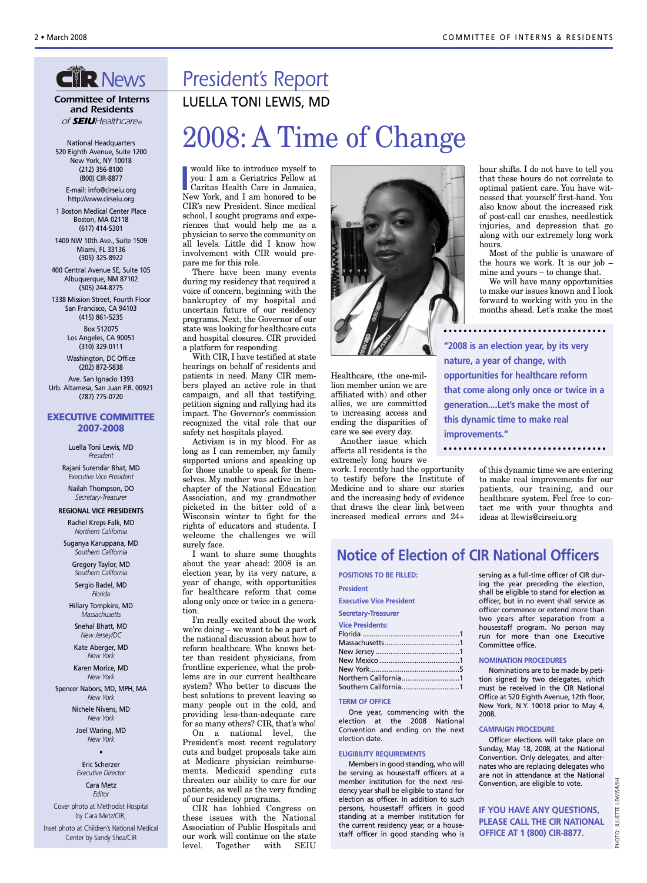# CIR News

**Committee of Interns and Residents**
*of SEIU Healthcare®*

National Headquarters
520 Eighth Avenue, Suite 1200
New York, NY 10018
(212) 356-8100
(800) CIR-8877

E-mail: info@cirseiu.org
http://www.cirseiu.org

1 Boston Medical Center Place
Boston, MA 02118
(617) 414-5301

1400 NW 10th Ave., Suite 1509
Miami, FL 33136
(305) 325-8922

400 Central Avenue SE, Suite 105
Albuquerque, NM 87102
(505) 244-8775

1338 Mission Street, Fourth Floor
San Francisco, CA 94103
(415) 861-5235

Box 512075
Los Angeles, CA 90051
(310) 329-0111

Washington, DC Office
(202) 872-5838

Ave. San Ignacio 1393
Urb. Altamesa, San Juan P.R. 00921
(787) 775-0720

### EXECUTIVE COMMITTEE 2007-2008

Luella Toni Lewis, MD
*President*

Rajani Surendar Bhat, MD
*Executive Vice President*

Nailah Thompson, DO
*Secretary-Treasurer*

**REGIONAL VICE PRESIDENTS**

Rachel Kreps-Falk, MD
*Northern California*

Suganya Karuppana, MD
*Southern California*

Gregory Taylor, MD
*Southern California*

Sergio Badel, MD
*Florida*

Hillary Tompkins, MD
*Massachusetts*

Snehal Bhatt, MD
*New Jersey/DC*

Kate Aberger, MD
*New York*

Karen Morice, MD
*New York*

Spencer Nabors, MD, MPH, MA
*New York*

Nichele Nivens, MD
*New York*

Joel Waring, MD
*New York*

•

Eric Scherzer
*Executive Director*

Cara Metz
*Editor*

Cover photo at Methodist Hospital by Cara Metz/CIR;

Inset photo at Children's National Medical Center by Sandy Shea/CIR

## *President's Report*

LUELLA TONI LEWIS, MD

# 2008: A Time of Change

I would like to introduce myself to you: I am a Geriatrics Fellow at Caritas Health Care in Jamaica, New York, and I am honored to be CIR's new President. Since medical school, I sought programs and experiences that would help me as a physician to serve the community on all levels. Little did I know how involvement with CIR would prepare me for this role.

There have been many events during my residency that required a voice of concern, beginning with the bankruptcy of my hospital and uncertain future of our residency programs. Next, the Governor of our state was looking for healthcare cuts and hospital closures. CIR provided a platform for responding.

With CIR, I have testified at state hearings on behalf of residents and patients in need. Many CIR members played an active role in that campaign, and all that testifying, petition signing and rallying had its impact. The Governor's commission recognized the vital role that our safety net hospitals played.

Activism is in my blood. For as long as I can remember, my family supported unions and speaking up for those unable to speak for themselves. My mother was active in her chapter of the National Education Association, and my grandmother picketed in the bitter cold of a Wisconsin winter to fight for the rights of educators and students. I welcome the challenges we will surely face.

I want to share some thoughts about the year ahead: 2008 is an election year, by its very nature, a year of change, with opportunities for healthcare reform that come along only once or twice in a generation.

I'm really excited about the work we're doing – we want to be a part of the national discussion about how to reform healthcare. Who knows better than resident physicians, from frontline experience, what the problems are in our current healthcare system? Who better to discuss the best solutions to prevent leaving so many people out in the cold, and providing less-than-adequate care for so many others? CIR, that's who!

On a national level, the President's most recent regulatory cuts and budget proposals take aim at Medicare physician reimbursements. Medicaid spending cuts threaten our ability to care for our patients, as well as the very funding of our residency programs.

CIR has lobbied Congress on these issues with the National Association of Public Hospitals and our work will continue on the state level. Together with SEIU Healthcare, (the one-million member union we are affiliated with) and other allies, we are committed to increasing access and ending the disparities of care we see every day.

Another issue which affects all residents is the extremely long hours we work. I recently had the opportunity to testify before the Institute of Medicine and to share our stories and the increasing body of evidence that draws the clear link between increased medical errors and 24+ hour shifts. I do not have to tell you that these hours do not correlate to optimal patient care. You have witnessed that yourself first-hand. You also know about the increased risk of post-call car crashes, needlestick injuries, and depression that go along with our extremely long work hours.

Most of the public is unaware of the hours we work. It is our job – mine and yours – to change that.

We will have many opportunities to make our issues known and I look forward to working with you in the months ahead. Let's make the most of this dynamic time we are entering to make real improvements for our patients, our training, and our healthcare system. Feel free to contact me with your thoughts and ideas at llewis@cirseiu.org

> **"2008 is an election year, by its very nature, a year of change, with opportunities for healthcare reform that come along only once or twice in a generation....Let's make the most of this dynamic time to make real improvements."**

PHOTO: JULIETTE LEWIS/MH

## Notice of Election of CIR National Officers

**POSITIONS TO BE FILLED:**

**President**

**Executive Vice President**

**Secretary-Treasurer**

**Vice Presidents:**

| | |
|---|---|
| Florida | 1 |
| Massachusetts | 1 |
| New Jersey | 1 |
| New Mexico | 1 |
| New York | 5 |
| Northern California | 1 |
| Southern California | 1 |

**TERM OF OFFICE**

One year, commencing with the election at the 2008 National Convention and ending on the next election date.

**ELIGIBILITY REQUIREMENTS**

Members in good standing, who will be serving as housestaff officers at a member institution for the next residency year shall be eligible to stand for election as officer. In addition to such persons, housestaff officers in good standing at a member institution for the current residency year, or a housestaff officer in good standing who is serving as a full-time officer of CIR during the year preceding the election, shall be eligible to stand for election as officer, but in no event shall service as officer commence or extend more than two years after separation from a housestaff program. No person may run for more than one Executive Committee office.

**NOMINATION PROCEDURES**

Nominations are to be made by petition signed by two delegates, which must be received in the CIR National Office at 520 Eighth Avenue, 12th floor, New York, N.Y. 10018 prior to May 4, 2008.

**CAMPAIGN PROCEDURE**

Officer elections will take place on Sunday, May 18, 2008, at the National Convention. Only delegates, and alternates who are replacing delegates who are not in attendance at the National Convention, are eligible to vote.

**IF YOU HAVE ANY QUESTIONS, PLEASE CALL THE CIR NATIONAL OFFICE AT 1 (800) CIR-8877.**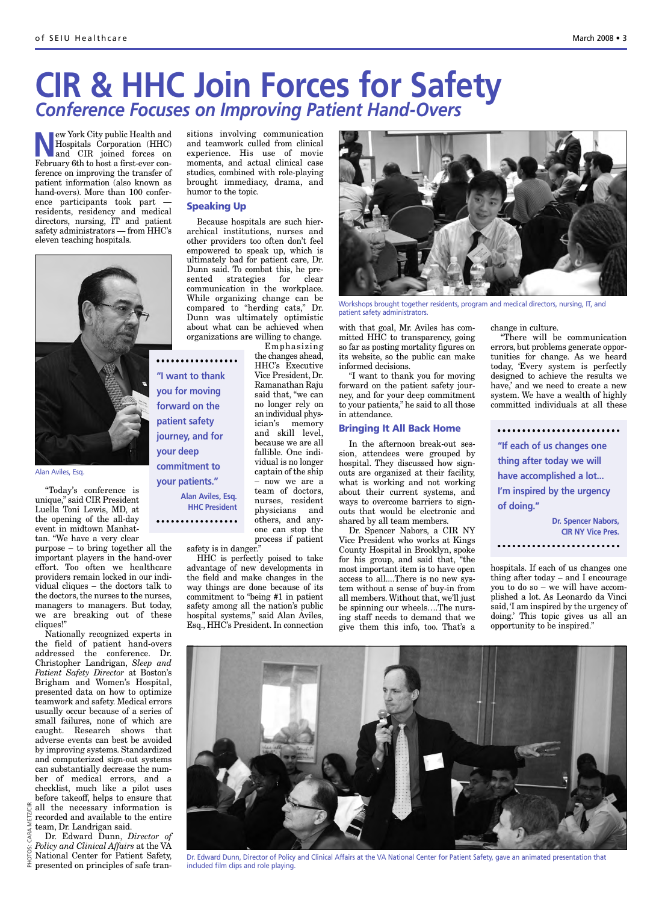# CIR & HHC Join Forces for Safety

## *Conference Focuses on Improving Patient Hand-Overs*

New York City public Health and Hospitals Corporation (HHC) and CIR joined forces on February 6th to host a first-ever conference on improving the transfer of patient information (also known as hand-overs). More than 100 conference participants took part — residents, residency and medical directors, nursing, IT and patient safety administrators — from HHC's eleven teaching hospitals.

Alan Aviles, Esq.

"Today's conference is unique," said CIR President Luella Toni Lewis, MD, at the opening of the all-day event in midtown Manhattan. "We have a very clear purpose – to bring together all the important players in the hand-over effort. Too often we healthcare providers remain locked in our individual cliques – the doctors talk to the doctors, the nurses to the nurses, managers to managers. But today, we are breaking out of these cliques!"

Nationally recognized experts in the field of patient hand-overs addressed the conference. Dr. Christopher Landrigan, *Sleep and Patient Safety Director* at Boston's Brigham and Women's Hospital, presented data on how to optimize teamwork and safety. Medical errors usually occur because of a series of small failures, none of which are caught. Research shows that adverse events can best be avoided by improving systems. Standardized and computerized sign-out systems can substantially decrease the number of medical errors, and a checklist, much like a pilot uses before takeoff, helps to ensure that all the necessary information is recorded and available to the entire team, Dr. Landrigan said.

Dr. Edward Dunn, *Director of Policy and Clinical Affairs* at the VA National Center for Patient Safety, presented on principles of safe transitions involving communication and teamwork culled from clinical experience. His use of movie moments, and actual clinical case studies, combined with role-playing brought immediacy, drama, and humor to the topic.

### Speaking Up

Because hospitals are such hierarchical institutions, nurses and other providers too often don't feel empowered to speak up, which is ultimately bad for patient care, Dr. Dunn said. To combat this, he presented strategies for clear communication in the workplace. While organizing change can be compared to "herding cats," Dr. Dunn was ultimately optimistic about what can be achieved when organizations are willing to change.

> **"I want to thank you for moving forward on the patient safety journey, and for your deep commitment to your patients."**
>
> **Alan Aviles, Esq.**
> **HHC President**

Emphasizing the changes ahead, HHC's Executive Vice President, Dr. Ramanathan Raju said that, "we can no longer rely on an individual physician's memory and skill level, because we are all fallible. One individual is no longer captain of the ship – now we are a team of doctors, nurses, resident physicians and others, and anyone can stop the process if patient safety is in danger."

HHC is perfectly poised to take advantage of new developments in the field and make changes in the way things are done because of its commitment to "being #1 in patient safety among all the nation's public hospital systems," said Alan Aviles, Esq., HHC's President. In connection with that goal, Mr. Aviles has committed HHC to transparency, going so far as posting mortality figures on its website, so the public can make informed decisions.

Workshops brought together residents, program and medical directors, nursing, IT, and patient safety administrators.

"I want to thank you for moving forward on the patient safety journey, and for your deep commitment to your patients," he said to all those in attendance.

### Bringing It All Back Home

In the afternoon break-out session, attendees were grouped by hospital. They discussed how sign-outs are organized at their facility, what is working and not working about their current systems, and ways to overcome barriers to sign-outs that would be electronic and shared by all team members.

Dr. Spencer Nabors, a CIR NY Vice President who works at Kings County Hospital in Brooklyn, spoke for his group, and said that, "the most important item is to have open access to all....There is no new system without a sense of buy-in from all members. Without that, we'll just be spinning our wheels….The nursing staff needs to demand that we give them this info, too. That's a change in culture.

"There will be communication errors, but problems generate opportunities for change. As we heard today, 'Every system is perfectly designed to achieve the results we have,' and we need to create a new system. We have a wealth of highly committed individuals at all these hospitals. If each of us changes one thing after today – and I encourage you to do so – we will have accomplished a lot. As Leonardo da Vinci said, 'I am inspired by the urgency of doing.' This topic gives us all an opportunity to be inspired."

> **"If each of us changes one thing after today we will have accomplished a lot... I'm inspired by the urgency of doing."**
>
> **Dr. Spencer Nabors,**
> **CIR NY Vice Pres.**

Dr. Edward Dunn, Director of Policy and Clinical Affairs at the VA National Center for Patient Safety, gave an animated presentation that included film clips and role playing.

PHOTOS: CARA METZ/CIR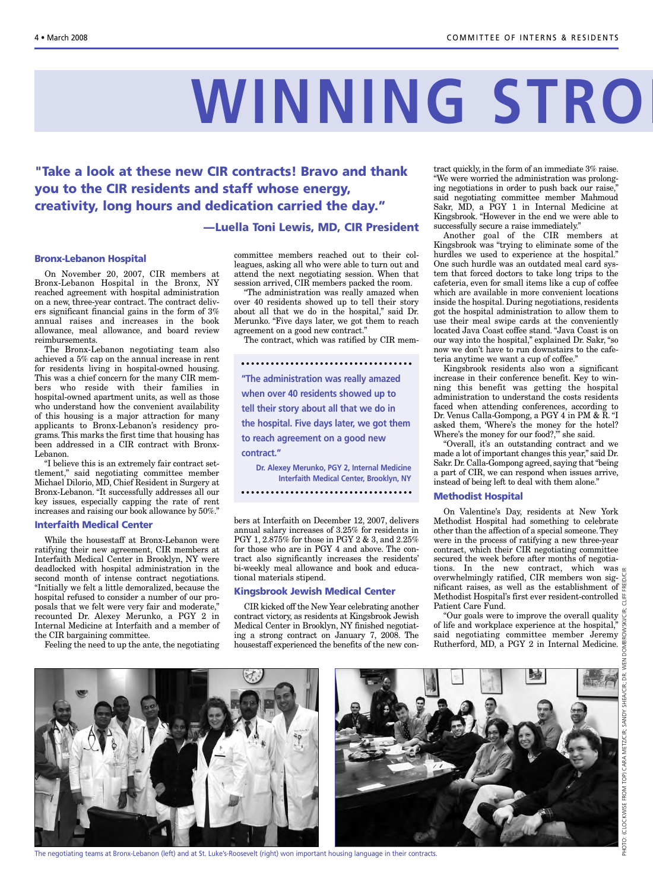# WINNING STRO

**"Take a look at these new CIR contracts! Bravo and thank you to the CIR residents and staff whose energy, creativity, long hours and dedication carried the day."**

**—Luella Toni Lewis, MD, CIR President**

### Bronx-Lebanon Hospital

On November 20, 2007, CIR members at Bronx-Lebanon Hospital in the Bronx, NY reached agreement with hospital administration on a new, three-year contract. The contract delivers significant financial gains in the form of 3% annual raises and increases in the book allowance, meal allowance, and board review reimbursements.

The Bronx-Lebanon negotiating team also achieved a 5% cap on the annual increase in rent for residents living in hospital-owned housing. This was a chief concern for the many CIR members who reside with their families in hospital-owned apartment units, as well as those who understand how the convenient availability of this housing is a major attraction for many applicants to Bronx-Lebanon's residency programs. This marks the first time that housing has been addressed in a CIR contract with Bronx-Lebanon.

"I believe this is an extremely fair contract settlement," said negotiating committee member Michael Dilorio, MD, Chief Resident in Surgery at Bronx-Lebanon. "It successfully addresses all our key issues, especially capping the rate of rent increases and raising our book allowance by 50%."

### Interfaith Medical Center

While the housestaff at Bronx-Lebanon were ratifying their new agreement, CIR members at Interfaith Medical Center in Brooklyn, NY were deadlocked with hospital administration in the second month of intense contract negotiations. "Initially we felt a little demoralized, because the hospital refused to consider a number of our proposals that we felt were very fair and moderate," recounted Dr. Alexey Merunko, a PGY 2 in Internal Medicine at Interfaith and a member of the CIR bargaining committee.

Feeling the need to up the ante, the negotiating committee members reached out to their colleagues, asking all who were able to turn out and attend the next negotiating session. When that session arrived, CIR members packed the room.

"The administration was really amazed when over 40 residents showed up to tell their story about all that we do in the hospital," said Dr. Merunko. "Five days later, we got them to reach agreement on a good new contract."

The contract, which was ratified by CIR members at Interfaith on December 12, 2007, delivers annual salary increases of 3.25% for residents in PGY 1, 2.875% for those in PGY 2 & 3, and 2.25% for those who are in PGY 4 and above. The contract also significantly increases the residents' bi-weekly meal allowance and book and educational materials stipend.

> **"The administration was really amazed when over 40 residents showed up to tell their story about all that we do in the hospital. Five days later, we got them to reach agreement on a good new contract."**
>
> **Dr. Alexey Merunko, PGY 2, Internal Medicine Interfaith Medical Center, Brooklyn, NY**

### Kingsbrook Jewish Medical Center

CIR kicked off the New Year celebrating another contract victory, as residents at Kingsbrook Jewish Medical Center in Brooklyn, NY finished negotiating a strong contract on January 7, 2008. The housestaff experienced the benefits of the new contract quickly, in the form of an immediate 3% raise. "We were worried the administration was prolonging negotiations in order to push back our raise," said negotiating committee member Mahmoud Sakr, MD, a PGY 1 in Internal Medicine at Kingsbrook. "However in the end we were able to successfully secure a raise immediately."

Another goal of the CIR members at Kingsbrook was "trying to eliminate some of the hurdles we used to experience at the hospital." One such hurdle was an outdated meal card system that forced doctors to take long trips to the cafeteria, even for small items like a cup of coffee which are available in more convenient locations inside the hospital. During negotiations, residents got the hospital administration to allow them to use their meal swipe cards at the conveniently located Java Coast coffee stand. "Java Coast is on our way into the hospital," explained Dr. Sakr, "so now we don't have to run downstairs to the cafeteria anytime we want a cup of coffee."

Kingsbrook residents also won a significant increase in their conference benefit. Key to winning this benefit was getting the hospital administration to understand the costs residents faced when attending conferences, according to Dr. Venus Calla-Gompong, a PGY 4 in PM & R. "I asked them, 'Where's the money for the hotel? Where's the money for our food?,'" she said.

"Overall, it's an outstanding contract and we made a lot of important changes this year," said Dr. Sakr. Dr. Calla-Gompong agreed, saying that "being a part of CIR, we can respond when issues arrive, instead of being left to deal with them alone."

### Methodist Hospital

On Valentine's Day, residents at New York Methodist Hospital had something to celebrate other than the affection of a special someone. They were in the process of ratifying a new three-year contract, which their CIR negotiating committee secured the week before after months of negotiations. In the new contract, which was overwhelmingly ratified, CIR members won significant raises, as well as the establishment of Methodist Hospital's first ever resident-controlled Patient Care Fund.

"Our goals were to improve the overall quality of life and workplace experience at the hospital," said negotiating committee member Jeremy Rutherford, MD, a PGY 2 in Internal Medicine.

PHOTO: (CLOCKWISE FROM TOP) CARA METZ/CIR; SANDY SHEA/CIR; DR. WEN DOMBROWSKI/CIR; CLIFF FREDI/CIR

The negotiating teams at Bronx-Lebanon (left) and at St. Luke's-Roosevelt (right) won important housing language in their contracts.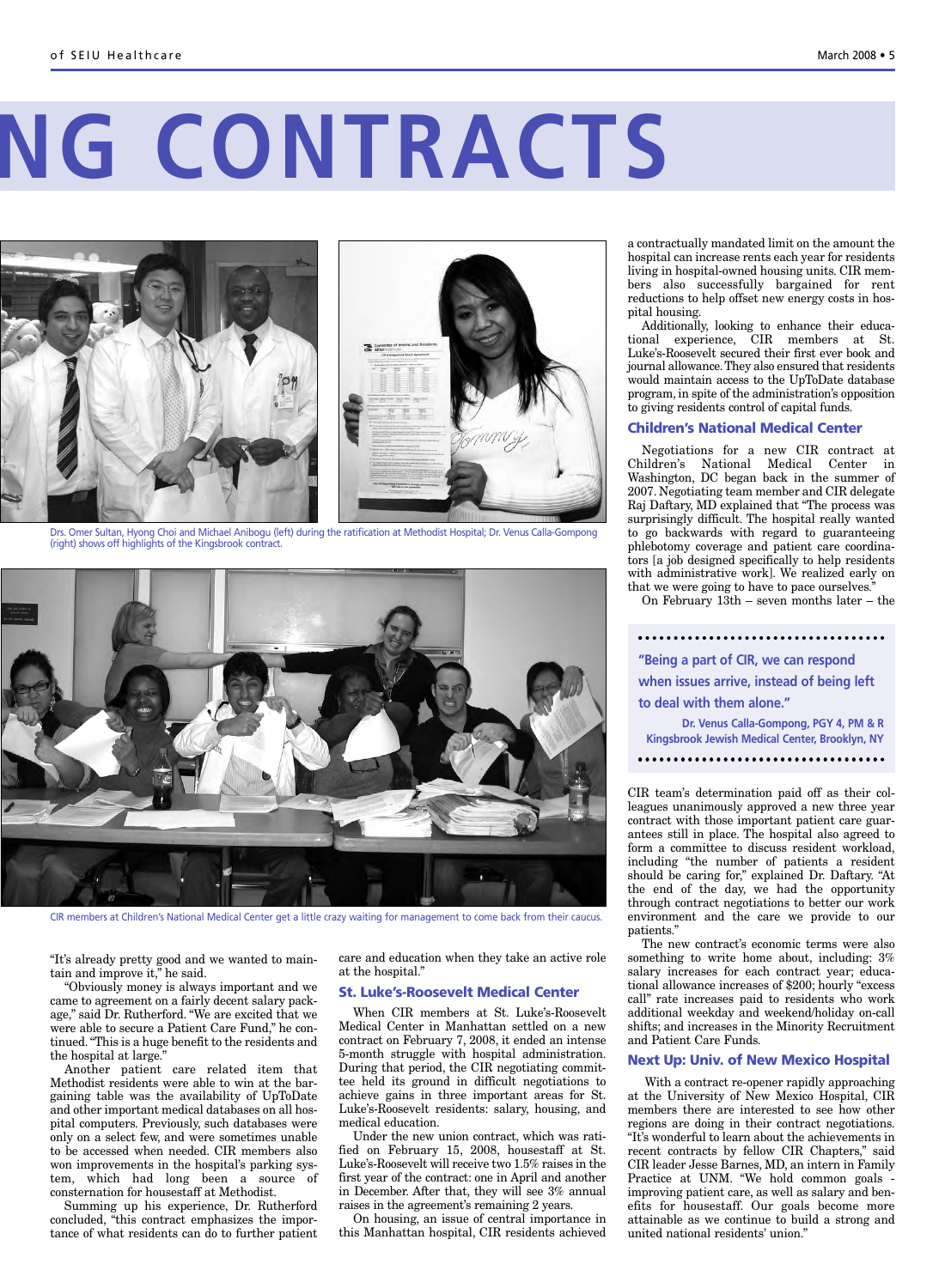# NG CONTRACTS

Drs. Omer Sultan, Hyong Choi and Michael Anibogu (left) during the ratification at Methodist Hospital; Dr. Venus Calla-Gompong (right) shows off highlights of the Kingsbrook contract.

CIR members at Children's National Medical Center get a little crazy waiting for management to come back from their caucus.

"It's already pretty good and we wanted to maintain and improve it," he said.

"Obviously money is always important and we came to agreement on a fairly decent salary package," said Dr. Rutherford. "We are excited that we were able to secure a Patient Care Fund," he continued. "This is a huge benefit to the residents and the hospital at large."

Another patient care related item that Methodist residents were able to win at the bargaining table was the availability of UpToDate and other important medical databases on all hospital computers. Previously, such databases were only on a select few, and were sometimes unable to be accessed when needed. CIR members also won improvements in the hospital's parking system, which had long been a source of consternation for housestaff at Methodist.

Summing up his experience, Dr. Rutherford concluded, "this contract emphasizes the importance of what residents can do to further patient care and education when they take an active role at the hospital."

### St. Luke's-Roosevelt Medical Center

When CIR members at St. Luke's-Roosevelt Medical Center in Manhattan settled on a new contract on February 7, 2008, it ended an intense 5-month struggle with hospital administration. During that period, the CIR negotiating committee held its ground in difficult negotiations to achieve gains in three important areas for St. Luke's-Roosevelt residents: salary, housing, and medical education.

Under the new union contract, which was ratified on February 15, 2008, housestaff at St. Luke's-Roosevelt will receive two 1.5% raises in the first year of the contract: one in April and another in December. After that, they will see 3% annual raises in the agreement's remaining 2 years.

On housing, an issue of central importance in this Manhattan hospital, CIR residents achieved a contractually mandated limit on the amount the hospital can increase rents each year for residents living in hospital-owned housing units. CIR members also successfully bargained for rent reductions to help offset new energy costs in hospital housing.

Additionally, looking to enhance their educational experience, CIR members at St. Luke's-Roosevelt secured their first ever book and journal allowance. They also ensured that residents would maintain access to the UpToDate database program, in spite of the administration's opposition to giving residents control of capital funds.

### Children's National Medical Center

Negotiations for a new CIR contract at Children's National Medical Center in Washington, DC began back in the summer of 2007. Negotiating team member and CIR delegate Raj Daftary, MD explained that "The process was surprisingly difficult. The hospital really wanted to go backwards with regard to guaranteeing phlebotomy coverage and patient care coordinators [a job designed specifically to help residents with administrative work]. We realized early on that we were going to have to pace ourselves."

On February 13th – seven months later – the CIR team's determination paid off as their colleagues unanimously approved a new three year contract with those important patient care guarantees still in place. The hospital also agreed to form a committee to discuss resident workload, including "the number of patients a resident should be caring for," explained Dr. Daftary. "At the end of the day, we had the opportunity through contract negotiations to better our work environment and the care we provide to our patients."

> **"Being a part of CIR, we can respond when issues arrive, instead of being left to deal with them alone."**
>
> **Dr. Venus Calla-Gompong, PGY 4, PM & R**
> **Kingsbrook Jewish Medical Center, Brooklyn, NY**

The new contract's economic terms were also something to write home about, including: 3% salary increases for each contract year; educational allowance increases of $200; hourly "excess call" rate increases paid to residents who work additional weekday and weekend/holiday on-call shifts; and increases in the Minority Recruitment and Patient Care Funds.

### Next Up: Univ. of New Mexico Hospital

With a contract re-opener rapidly approaching at the University of New Mexico Hospital, CIR members there are interested to see how other regions are doing in their contract negotiations. "It's wonderful to learn about the achievements in recent contracts by fellow CIR Chapters," said CIR leader Jesse Barnes, MD, an intern in Family Practice at UNM. "We hold common goals - improving patient care, as well as salary and benefits for housestaff. Our goals become more attainable as we continue to build a strong and united national residents' union."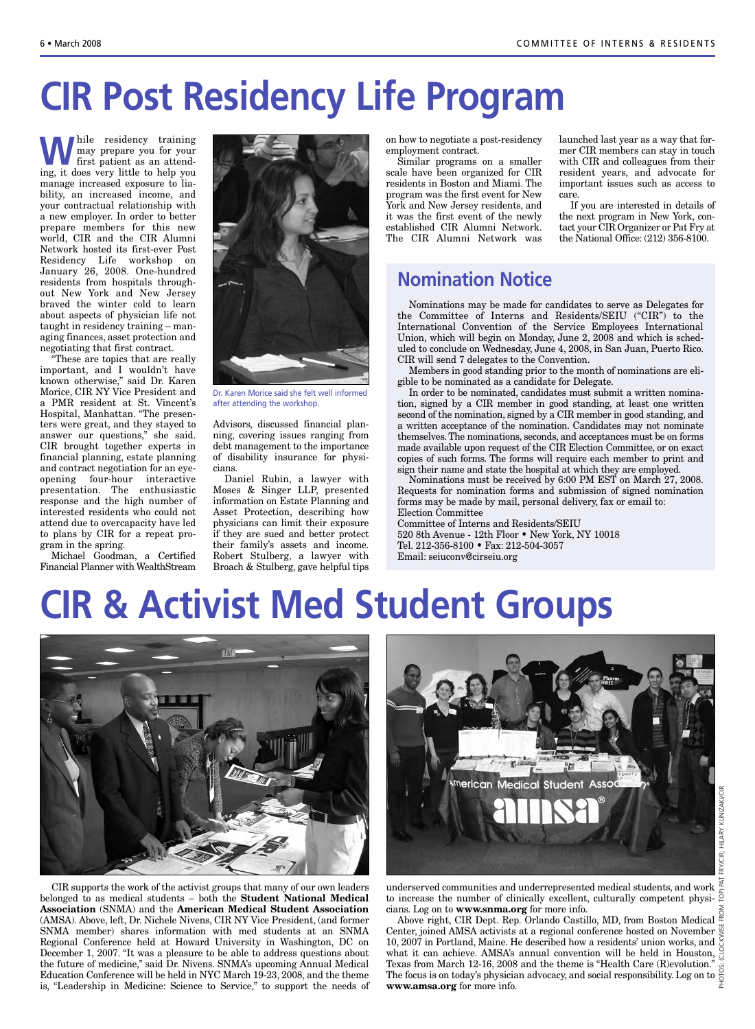# CIR Post Residency Life Program

While residency training may prepare you for your first patient as an attending, it does very little to help you manage increased exposure to liability, an increased income, and your contractual relationship with a new employer. In order to better prepare members for this new world, CIR and the CIR Alumni Network hosted its first-ever Post Residency Life workshop on January 26, 2008. One-hundred residents from hospitals throughout New York and New Jersey braved the winter cold to learn about aspects of physician life not taught in residency training – managing finances, asset protection and negotiating that first contract.

"These are topics that are really important, and I wouldn't have known otherwise," said Dr. Karen Morice, CIR NY Vice President and a PMR resident at St. Vincent's Hospital, Manhattan. "The presenters were great, and they stayed to answer our questions," she said. CIR brought together experts in financial planning, estate planning and contract negotiation for an eye-opening four-hour interactive presentation. The enthusiastic response and the high number of interested residents who could not attend due to overcapacity have led to plans by CIR for a repeat program in the spring.

Michael Goodman, a Certified Financial Planner with WealthStream Advisors, discussed financial planning, covering issues ranging from debt management to the importance of disability insurance for physicians.

Dr. Karen Morice said she felt well informed after attending the workshop.

Daniel Rubin, a lawyer with Moses & Singer LLP, presented information on Estate Planning and Asset Protection, describing how physicians can limit their exposure if they are sued and better protect their family's assets and income. Robert Stulberg, a lawyer with Broach & Stulberg, gave helpful tips on how to negotiate a post-residency employment contract.

Similar programs on a smaller scale have been organized for CIR residents in Boston and Miami. The program was the first event for New York and New Jersey residents, and it was the first event of the newly established CIR Alumni Network. The CIR Alumni Network was launched last year as a way that former CIR members can stay in touch with CIR and colleagues from their resident years, and advocate for important issues such as access to care.

If you are interested in details of the next program in New York, contact your CIR Organizer or Pat Fry at the National Office: (212) 356-8100.

## Nomination Notice

Nominations may be made for candidates to serve as Delegates for the Committee of Interns and Residents/SEIU ("CIR") to the International Convention of the Service Employees International Union, which will begin on Monday, June 2, 2008 and which is scheduled to conclude on Wednesday, June 4, 2008, in San Juan, Puerto Rico. CIR will send 7 delegates to the Convention.

Members in good standing prior to the month of nominations are eligible to be nominated as a candidate for Delegate.

In order to be nominated, candidates must submit a written nomination, signed by a CIR member in good standing, at least one written second of the nomination, signed by a CIR member in good standing, and a written acceptance of the nomination. Candidates may not nominate themselves. The nominations, seconds, and acceptances must be on forms made available upon request of the CIR Election Committee, or on exact copies of such forms. The forms will require each member to print and sign their name and state the hospital at which they are employed.

Nominations must be received by 6:00 PM EST on March 27, 2008. Requests for nomination forms and submission of signed nomination forms may be made by mail, personal delivery, fax or email to:

Election Committee
Committee of Interns and Residents/SEIU
520 8th Avenue - 12th Floor • New York, NY 10018
Tel. 212-356-8100 • Fax: 212-504-3057
Email: seiuconv@cirseiu.org

# CIR & Activist Med Student Groups

CIR supports the work of the activist groups that many of our own leaders belonged to as medical students – both the **Student National Medical Association** (SNMA) and the **American Medical Student Association** (AMSA). Above, left, Dr. Nichele Nivens, CIR NY Vice President, (and former SNMA member) shares information with med students at an SNMA Regional Conference held at Howard University in Washington, DC on December 1, 2007. "It was a pleasure to be able to address questions about the future of medicine," said Dr. Nivens. SNMA's upcoming Annual Medical Education Conference will be held in NYC March 19-23, 2008, and the theme is, "Leadership in Medicine: Science to Service," to support the needs of underserved communities and underrepresented medical students, and work to increase the number of clinically excellent, culturally competent physicians. Log on to **www.snma.org** for more info.

Above right, CIR Dept. Rep. Orlando Castillo, MD, from Boston Medical Center, joined AMSA activists at a regional conference hosted on November 10, 2007 in Portland, Maine. He described how a residents' union works, and what it can achieve. AMSA's annual convention will be held in Houston, Texas from March 12-16, 2008 and the theme is "Health Care (R)evolution." The focus is on today's physician advocacy, and social responsibility. Log on to **www.amsa.org** for more info.

PHOTOS: (CLOCKWISE FROM TOP) PAT FRY/CIR; HILARY KUNIZAKI/CIR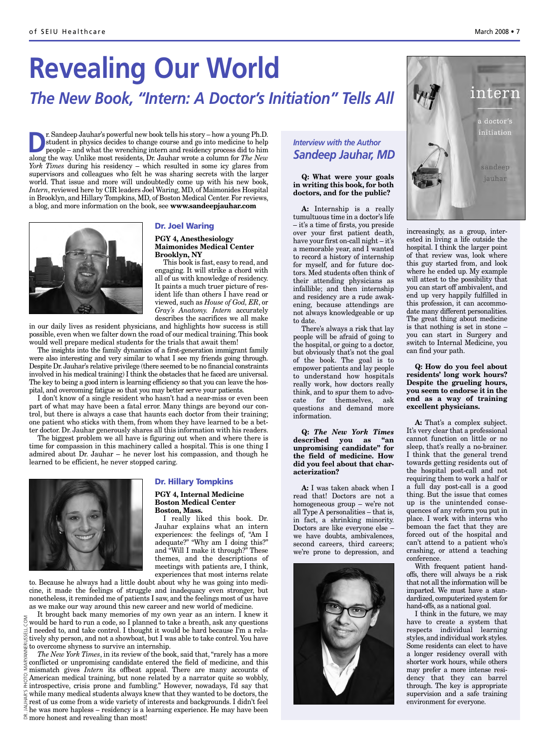# Revealing Our World

## *The New Book, "Intern: A Doctor's Initiation" Tells All*

Dr. Sandeep Jauhar's powerful new book tells his story – how a young Ph.D. student in physics decides to change course and go into medicine to help people – and what the wrenching intern and residency process did to him along the way. Unlike most residents, Dr. Jauhar wrote a column for *The New York Times* during his residency – which resulted in some icy glares from supervisors and colleagues who felt he was sharing secrets with the larger world. That issue and more will undoubtedly come up with his new book, *Intern*, reviewed here by CIR leaders Joel Waring, MD, of Maimonides Hospital in Brooklyn, and Hillary Tompkins, MD, of Boston Medical Center. For reviews, a blog, and more information on the book, see **www.sandeepjauhar.com**

### Dr. Joel Waring

**PGY 4, Anesthesiology**
**Maimonides Medical Center**
**Brooklyn, NY**

This book is fast, easy to read, and engaging. It will strike a chord with all of us with knowledge of residency. It paints a much truer picture of resident life than others I have read or viewed, such as *House of God*, *ER*, or *Gray's Anatomy*. *Intern* accurately describes the sacrifices we all make in our daily lives as resident physicians, and highlights how success is still possible, even when we falter down the road of our medical training. This book would well prepare medical students for the trials that await them!

The insights into the family dynamics of a first-generation immigrant family were also interesting and very similar to what I see my friends going through. Despite Dr. Jauhar's relative privilege (there seemed to be no financial constraints involved in his medical training) I think the obstacles that he faced are universal. The key to being a good intern is learning efficiency so that you can leave the hospital, and overcoming fatigue so that you may better serve your patients.

I don't know of a single resident who hasn't had a near-miss or even been part of what may have been a fatal error. Many things are beyond our control, but there is always a case that haunts each doctor from their training; one patient who sticks with them, from whom they have learned to be a better doctor. Dr. Jauhar generously shares all this information with his readers.

The biggest problem we all have is figuring out when and where there is time for compassion in this machinery called a hospital. This is one thing I admired about Dr. Jauhar – he never lost his compassion, and though he learned to be efficient, he never stopped caring.

### Dr. Hillary Tompkins

**PGY 4, Internal Medicine**
**Boston Medical Center**
**Boston, Mass.**

I really liked this book. Dr. Jauhar explains what an intern experiences: the feelings of, "Am I adequate?" "Why am I doing this?" and "Will I make it through?" These themes, and the descriptions of meetings with patients are, I think, experiences that most interns relate to. Because he always had a little doubt about why he was going into medicine, it made the feelings of struggle and inadequacy even stronger, but nonetheless, it reminded me of patients I saw, and the feelings most of us have as we make our way around this new career and new world of medicine.

It brought back many memories of my own year as an intern. I knew it would be hard to run a code, so I planned to take a breath, ask any questions I needed to, and take control. I thought it would be hard because I'm a relatively shy person, and not a showboat, but I was able to take control. You have to overcome shyness to survive an internship.

*The New York Times*, in its review of the book, said that, "rarely has a more conflicted or unpromising candidate entered the field of medicine, and this mismatch gives *Intern* its offbeat appeal. There are many accounts of American medical training, but none related by a narrator quite so wobbly, introspective, crisis prone and fumbling." However, nowadays, I'd say that while many medical students always knew that they wanted to be doctors, the rest of us come from a wide variety of interests and backgrounds. I didn't feel he was more hapless – residency is a learning experience. He may have been more honest and revealing than most!

DR. JAUHAR'S PHOTO: MARYANNERUSSELL.COM

### *Interview with the Author*
## *Sandeep Jauhar, MD*

**Q: What were your goals in writing this book, for both doctors, and for the public?**

**A:** Internship is a really tumultuous time in a doctor's life – it's a time of firsts, you preside over your first patient death, have your first on-call night – it's a memorable year, and I wanted to record a history of internship for myself, and for future doctors. Med students often think of their attending physicians as infallible; and then internship and residency are a rude awakening, because attendings are not always knowledgeable or up to date.

There's always a risk that lay people will be afraid of going to the hospital, or going to a doctor, but obviously that's not the goal of the book. The goal is to empower patients and lay people to understand how hospitals really work, how doctors really think, and to spur them to advocate for themselves, ask questions and demand more information.

**Q: *The New York Times* described you as "an unpromising candidate" for the field of medicine. How did you feel about that characterization?**

**A:** I was taken aback when I read that! Doctors are not a homogeneous group – we're not all Type A personalities – that is, in fact, a shrinking minority. Doctors are like everyone else – we have doubts, ambivalences, second careers, third careers; we're prone to depression, and increasingly, as a group, interested in living a life outside the hospital. I think the larger point of that review was, look where this guy started from, and look where he ended up. My example will attest to the possibility that you can start off ambivalent, and end up very happily fulfilled in this profession, it can accommodate many different personalities. The great thing about medicine is that nothing is set in stone – you can start in Surgery and switch to Internal Medicine, you can find your path.

**Q: How do you feel about residents' long work hours? Despite the grueling hours, you seem to endorse it in the end as a way of training excellent physicians.**

**A:** That's a complex subject. It's very clear that a professional cannot function on little or no sleep, that's really a no-brainer. I think that the general trend towards getting residents out of the hospital post-call and not requiring them to work a half or a full day post-call is a good thing. But the issue that comes up is the unintended consequences of any reform you put in place. I work with interns who bemoan the fact that they are forced out of the hospital and can't attend to a patient who's crashing, or attend a teaching conference.

With frequent patient handoffs, there will always be a risk that not all the information will be imparted. We must have a standardized, computerized system for hand-offs, as a national goal.

I think in the future, we may have to create a system that respects individual learning styles, and individual work styles. Some residents can elect to have a longer residency overall with shorter work hours, while others may prefer a more intense residency that they can barrel through. The key is appropriate supervision and a safe training environment for everyone.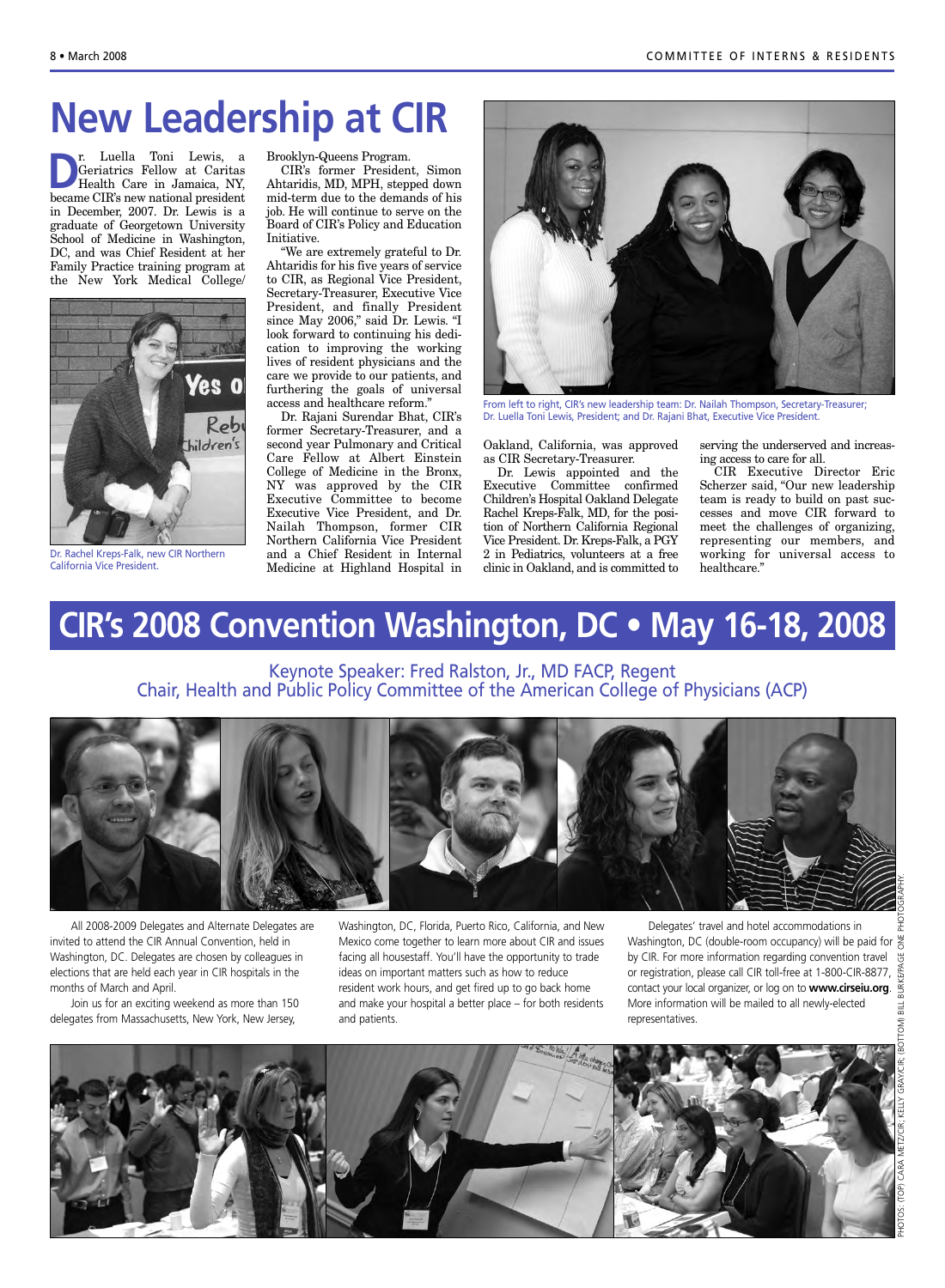# New Leadership at CIR

Dr. Luella Toni Lewis, a Geriatrics Fellow at Caritas Health Care in Jamaica, NY, became CIR's new national president in December, 2007. Dr. Lewis is a graduate of Georgetown University School of Medicine in Washington, DC, and was Chief Resident at her Family Practice training program at the New York Medical College/Brooklyn-Queens Program.

Dr. Rachel Kreps-Falk, new CIR Northern California Vice President.

CIR's former President, Simon Ahtaridis, MD, MPH, stepped down mid-term due to the demands of his job. He will continue to serve on the Board of CIR's Policy and Education Initiative.

"We are extremely grateful to Dr. Ahtaridis for his five years of service to CIR, as Regional Vice President, Secretary-Treasurer, Executive Vice President, and finally President since May 2006," said Dr. Lewis. "I look forward to continuing his dedication to improving the working lives of resident physicians and the care we provide to our patients, and furthering the goals of universal access and healthcare reform."

Dr. Rajani Surendar Bhat, CIR's former Secretary-Treasurer, and a second year Pulmonary and Critical Care Fellow at Albert Einstein College of Medicine in the Bronx, NY was approved by the CIR Executive Committee to become Executive Vice President, and Dr. Nailah Thompson, former CIR Northern California Vice President and a Chief Resident in Internal Medicine at Highland Hospital in Oakland, California, was approved as CIR Secretary-Treasurer.

From left to right, CIR's new leadership team: Dr. Nailah Thompson, Secretary-Treasurer; Dr. Luella Toni Lewis, President; and Dr. Rajani Bhat, Executive Vice President.

Dr. Lewis appointed and the Executive Committee confirmed Children's Hospital Oakland Delegate Rachel Kreps-Falk, MD, for the position of Northern California Regional Vice President. Dr. Kreps-Falk, a PGY 2 in Pediatrics, volunteers at a free clinic in Oakland, and is committed to serving the underserved and increasing access to care for all.

CIR Executive Director Eric Scherzer said, "Our new leadership team is ready to build on past successes and move CIR forward to meet the challenges of organizing, representing our members, and working for universal access to healthcare."

# CIR's 2008 Convention Washington, DC • May 16-18, 2008

Keynote Speaker: Fred Ralston, Jr., MD FACP, Regent
Chair, Health and Public Policy Committee of the American College of Physicians (ACP)

All 2008-2009 Delegates and Alternate Delegates are invited to attend the CIR Annual Convention, held in Washington, DC. Delegates are chosen by colleagues in elections that are held each year in CIR hospitals in the months of March and April.

Join us for an exciting weekend as more than 150 delegates from Massachusetts, New York, New Jersey, Washington, DC, Florida, Puerto Rico, California, and New Mexico come together to learn more about CIR and issues facing all housestaff. You'll have the opportunity to trade ideas on important matters such as how to reduce resident work hours, and get fired up to go back home and make your hospital a better place – for both residents and patients.

Delegates' travel and hotel accommodations in Washington, DC (double-room occupancy) will be paid for by CIR. For more information regarding convention travel or registration, please call CIR toll-free at 1-800-CIR-8877, contact your local organizer, or log on to **www.cirseiu.org**. More information will be mailed to all newly-elected representatives.

PHOTOS: (TOP) CARA METZ/CIR; KELLY GRAY/CIR; (BOTTOM) BILL BURKE/PAGE ONE PHOTOGRAPHY.